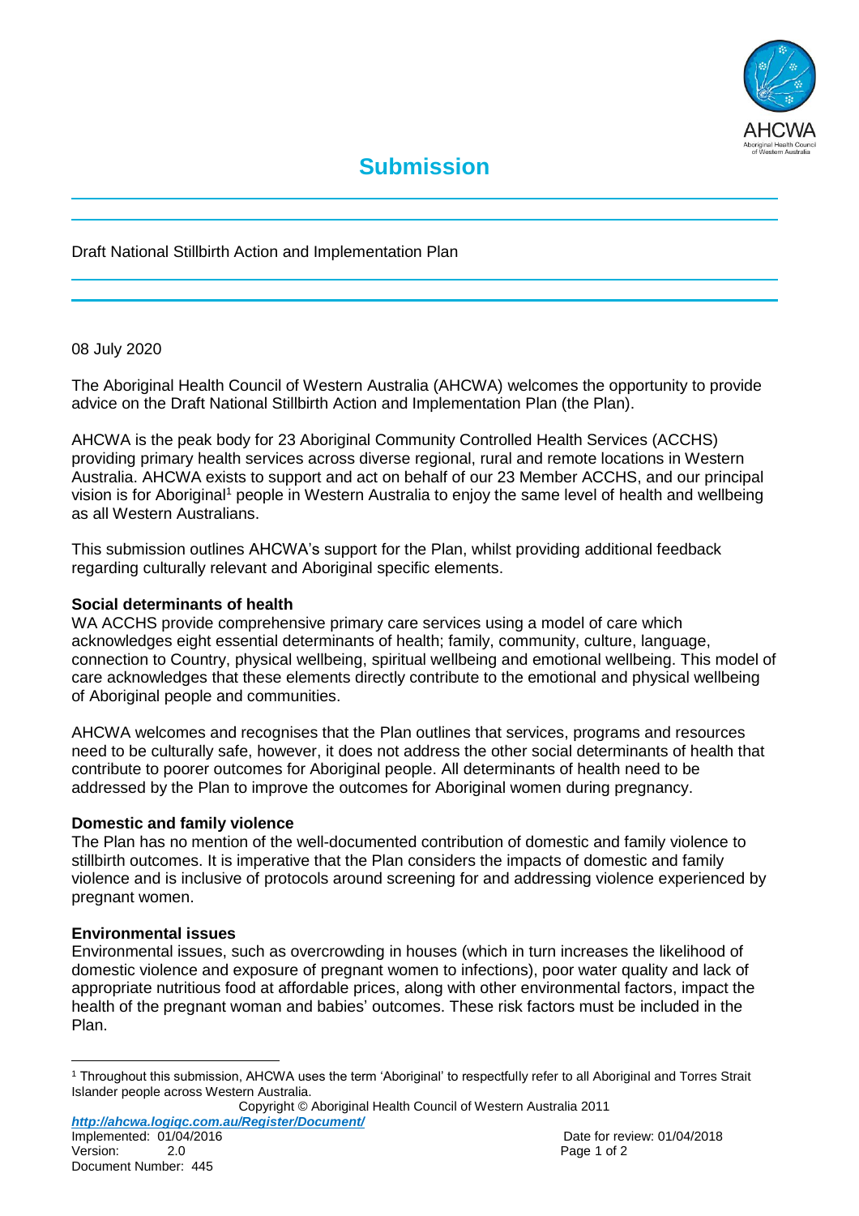# Submission

Draft National Stillbirth Action and Implementation Plan

08 July 2020

The Aboriginal Health Council of Western Australia (AHCWA) welcomes the opportunity to provide advice on the Draft National Stillbirth Action and Implementation Plan (the Plan).

AHCWA is the peak body for 23 Aboriginal Community Controlled Health Services (ACCHS) providing primary health services across diverse regional, rural and remote locations in Western Australia. AHCWA exists to support and act on behalf of our 23 Member ACCHS, and our principal vision is for Aboriginal[1] people in Western Australia to enjoy the same level of health and wellbeing as all Western Australians.

This submission outlines AHCWA's support for the Plan, whilst providing additional feedback regarding culturally relevant and Aboriginal specific elements.

**Social determinants of health**

WA ACCHS provide comprehensive primary care services using a model of care which acknowledges eight essential determinants of health; family, community, culture, language, connection to Country, physical wellbeing, spiritual wellbeing and emotional wellbeing. This model of care acknowledges that these elements directly contribute to the emotional and physical wellbeing of Aboriginal people and communities.

AHCWA welcomes and recognises that the Plan outlines that services, programs and resources need to be culturally safe, however, it does not address the other social determinants of health that contribute to poorer outcomes for Aboriginal people. All determinants of health need to be addressed by the Plan to improve the outcomes for Aboriginal women during pregnancy.

**Domestic and family violence**

The Plan has no mention of the well-documented contribution of domestic and family violence to stillbirth outcomes. It is imperative that the Plan considers the impacts of domestic and family violence and is inclusive of protocols around screening for and addressing violence experienced by pregnant women.

**Environmental issues**

Environmental issues, such as overcrowding in houses (which in turn increases the likelihood of domestic violence and exposure of pregnant women to infections), poor water quality and lack of appropriate nutritious food at affordable prices, along with other environmental factors, impact the health of the pregnant woman and babies' outcomes. These risk factors must be included in the Plan.

[1] Throughout this submission, AHCWA uses the term 'Aboriginal' to respectfully refer to all Aboriginal and Torres Strait Islander people across Western Australia.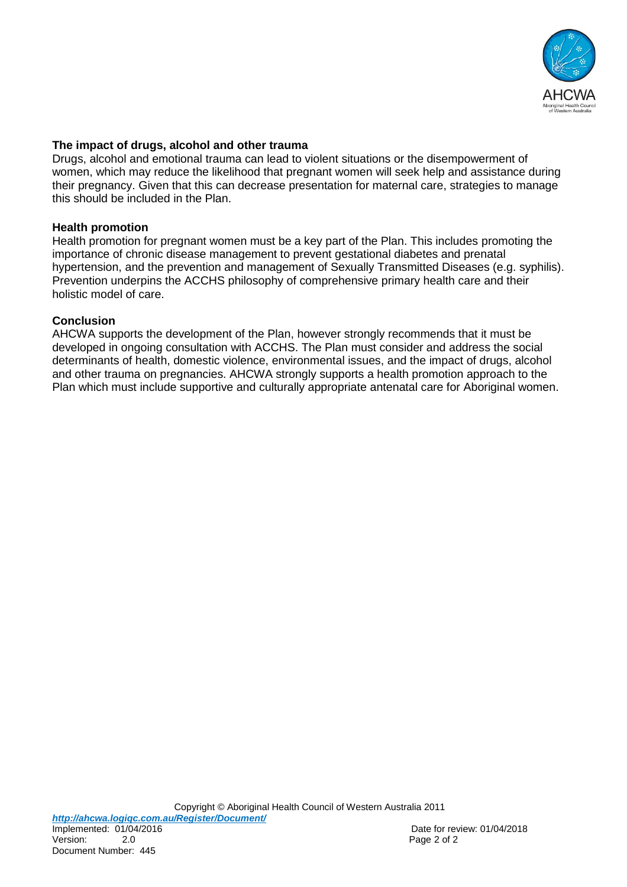### The impact of drugs, alcohol and other trauma

Drugs, alcohol and emotional trauma can lead to violent situations or the disempowerment of women, which may reduce the likelihood that pregnant women will seek help and assistance during their pregnancy. Given that this can decrease presentation for maternal care, strategies to manage this should be included in the Plan.

### Health promotion

Health promotion for pregnant women must be a key part of the Plan. This includes promoting the importance of chronic disease management to prevent gestational diabetes and prenatal hypertension, and the prevention and management of Sexually Transmitted Diseases (e.g. syphilis). Prevention underpins the ACCHS philosophy of comprehensive primary health care and their holistic model of care.

### Conclusion

AHCWA supports the development of the Plan, however strongly recommends that it must be developed in ongoing consultation with ACCHS. The Plan must consider and address the social determinants of health, domestic violence, environmental issues, and the impact of drugs, alcohol and other trauma on pregnancies. AHCWA strongly supports a health promotion approach to the Plan which must include supportive and culturally appropriate antenatal care for Aboriginal women.